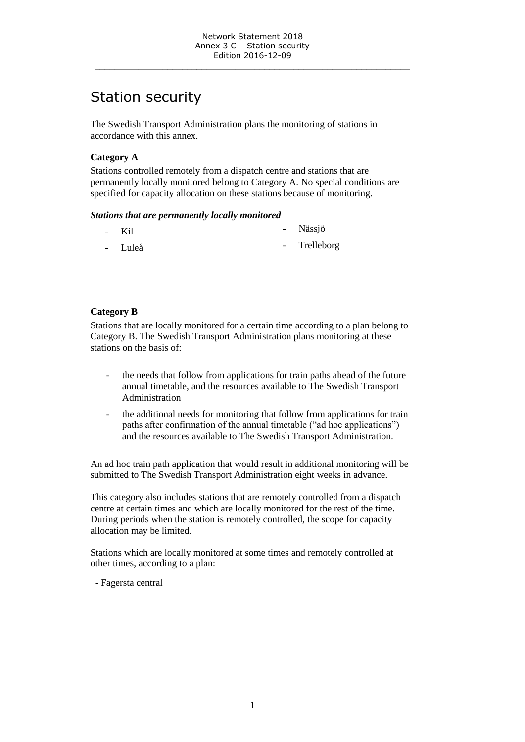# Station security

The Swedish Transport Administration plans the monitoring of stations in accordance with this annex.

**Category A**

Stations controlled remotely from a dispatch centre and stations that are permanently locally monitored belong to Category A. No special conditions are specified for capacity allocation on these stations because of monitoring.

***Stations that are permanently locally monitored***

- Kil
- Luleå
- Nässjö
- Trelleborg

**Category B**

Stations that are locally monitored for a certain time according to a plan belong to Category B. The Swedish Transport Administration plans monitoring at these stations on the basis of:

- the needs that follow from applications for train paths ahead of the future annual timetable, and the resources available to The Swedish Transport Administration
- the additional needs for monitoring that follow from applications for train paths after confirmation of the annual timetable ("ad hoc applications") and the resources available to The Swedish Transport Administration.

An ad hoc train path application that would result in additional monitoring will be submitted to The Swedish Transport Administration eight weeks in advance.

This category also includes stations that are remotely controlled from a dispatch centre at certain times and which are locally monitored for the rest of the time. During periods when the station is remotely controlled, the scope for capacity allocation may be limited.

Stations which are locally monitored at some times and remotely controlled at other times, according to a plan:

- Fagersta central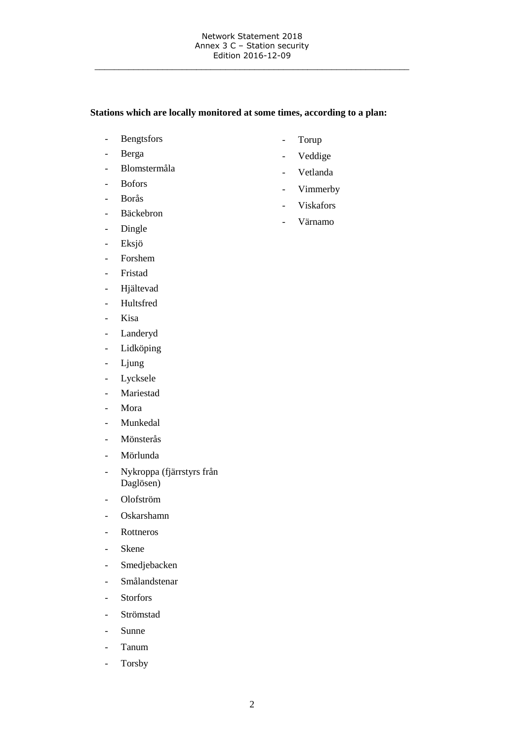**Stations which are locally monitored at some times, according to a plan:**

- Bengtsfors
- Berga
- Blomstermåla
- Bofors
- Borås
- Bäckebron
- Dingle
- Eksjö
- Forshem
- Fristad
- Hjältevad
- Hultsfred
- Kisa
- Landeryd
- Lidköping
- Ljung
- Lycksele
- Mariestad
- Mora
- Munkedal
- Mönsterås
- Mörlunda
- Nykroppa (fjärrstyrs från Daglösen)
- Olofström
- Oskarshamn
- Rottneros
- Skene
- Smedjebacken
- Smålandstenar
- Storfors
- Strömstad
- Sunne
- Tanum
- Torsby
- Torup
- Veddige
- Vetlanda
- Vimmerby
- Viskafors
- Värnamo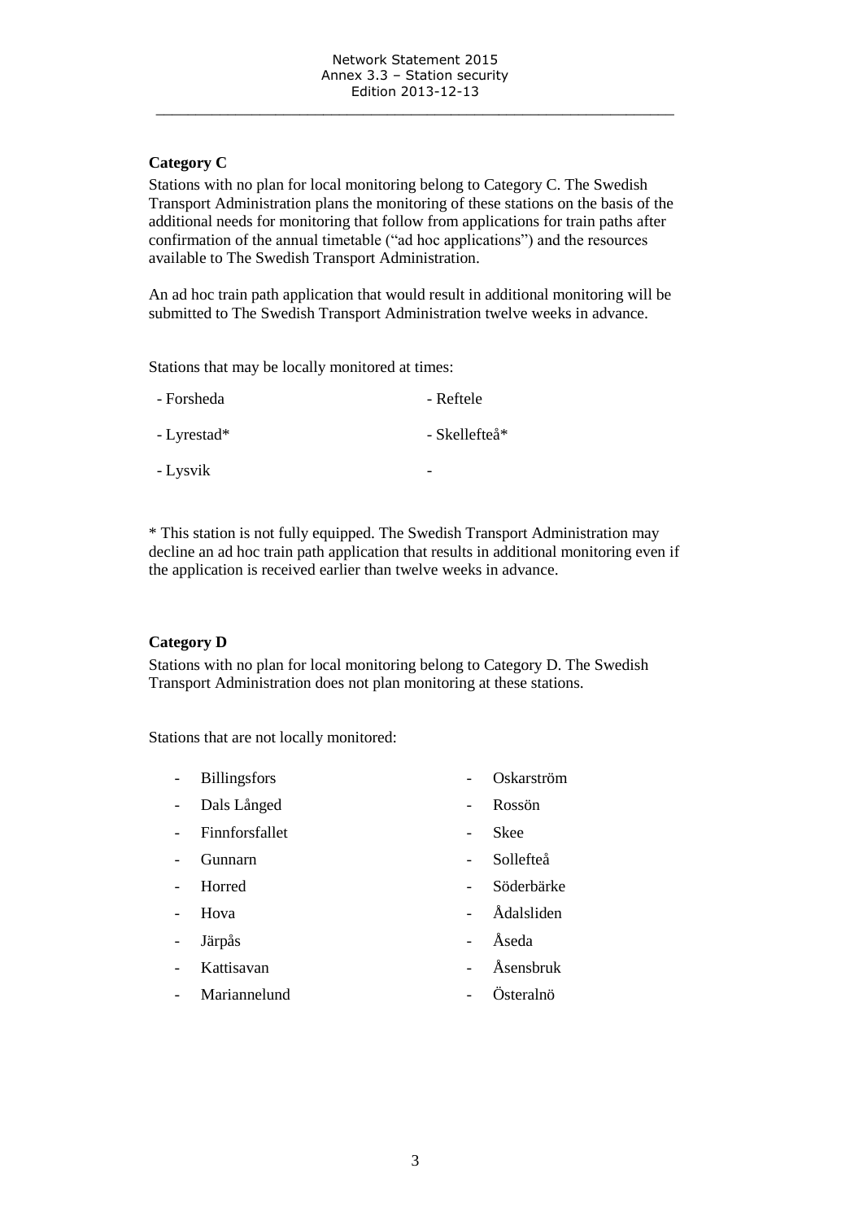**Category C**

Stations with no plan for local monitoring belong to Category C. The Swedish Transport Administration plans the monitoring of these stations on the basis of the additional needs for monitoring that follow from applications for train paths after confirmation of the annual timetable ("ad hoc applications") and the resources available to The Swedish Transport Administration.

An ad hoc train path application that would result in additional monitoring will be submitted to The Swedish Transport Administration twelve weeks in advance.

Stations that may be locally monitored at times:

- Forsheda
- Lyrestad*
- Lysvik
- Reftele
- Skellefteå*
-

* This station is not fully equipped. The Swedish Transport Administration may decline an ad hoc train path application that results in additional monitoring even if the application is received earlier than twelve weeks in advance.

**Category D**

Stations with no plan for local monitoring belong to Category D. The Swedish Transport Administration does not plan monitoring at these stations.

Stations that are not locally monitored:

- Billingsfors
- Dals Långed
- Finnforsfallet
- Gunnarn
- Horred
- Hova
- Järpås
- Kattisavan
- Mariannelund
- Oskarström
- Rossön
- Skee
- Sollefteå
- Söderbärke
- Ådalsliden
- Åseda
- Åsensbruk
- Österalnö